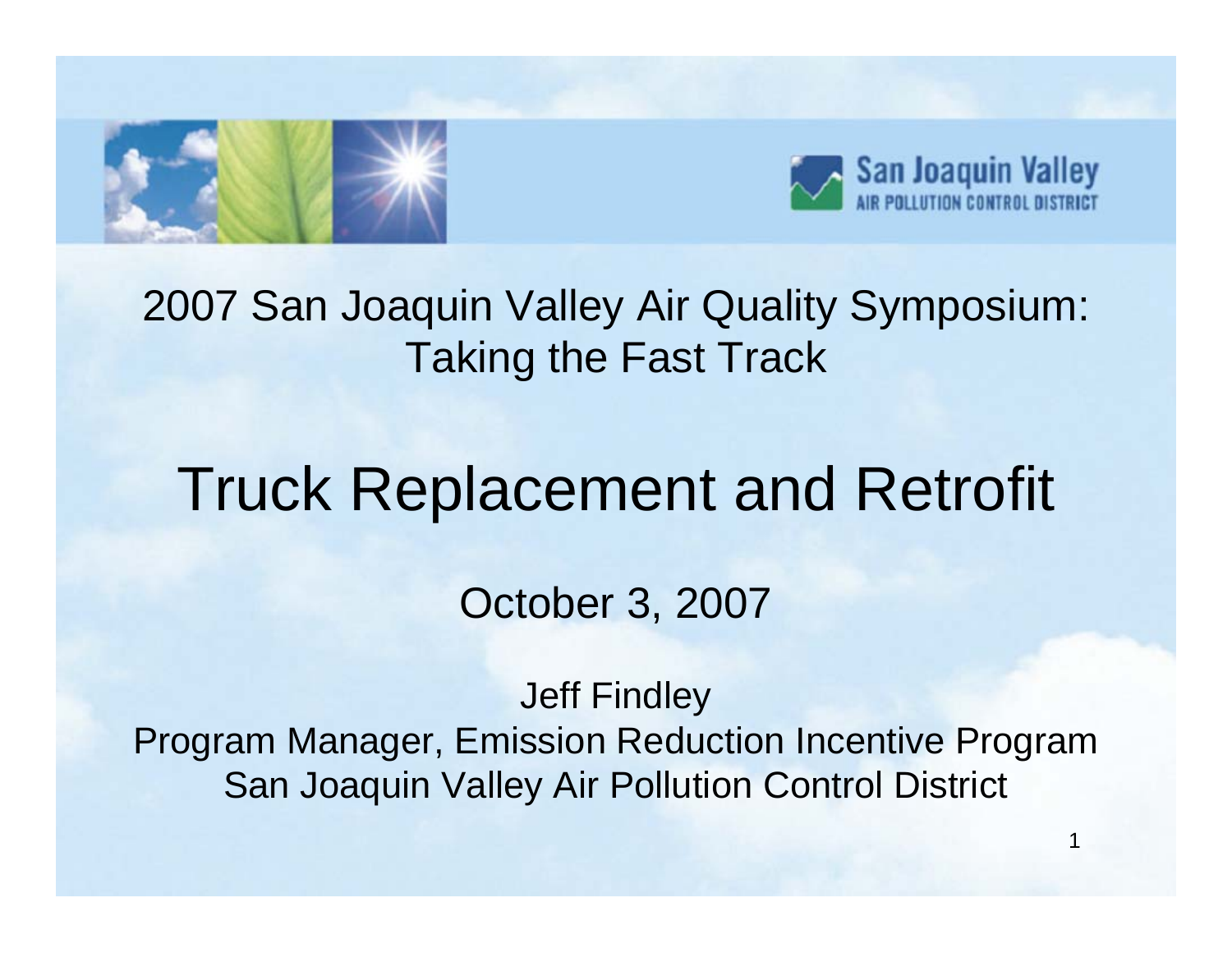San Joaquin Valley AIR POLLUTION CONTROL DISTRICT

2007 San Joaquin Valley Air Quality Symposium: Taking the Fast Track

# Truck Replacement and Retrofit

October 3, 2007

Jeff Findley
Program Manager, Emission Reduction Incentive Program
San Joaquin Valley Air Pollution Control District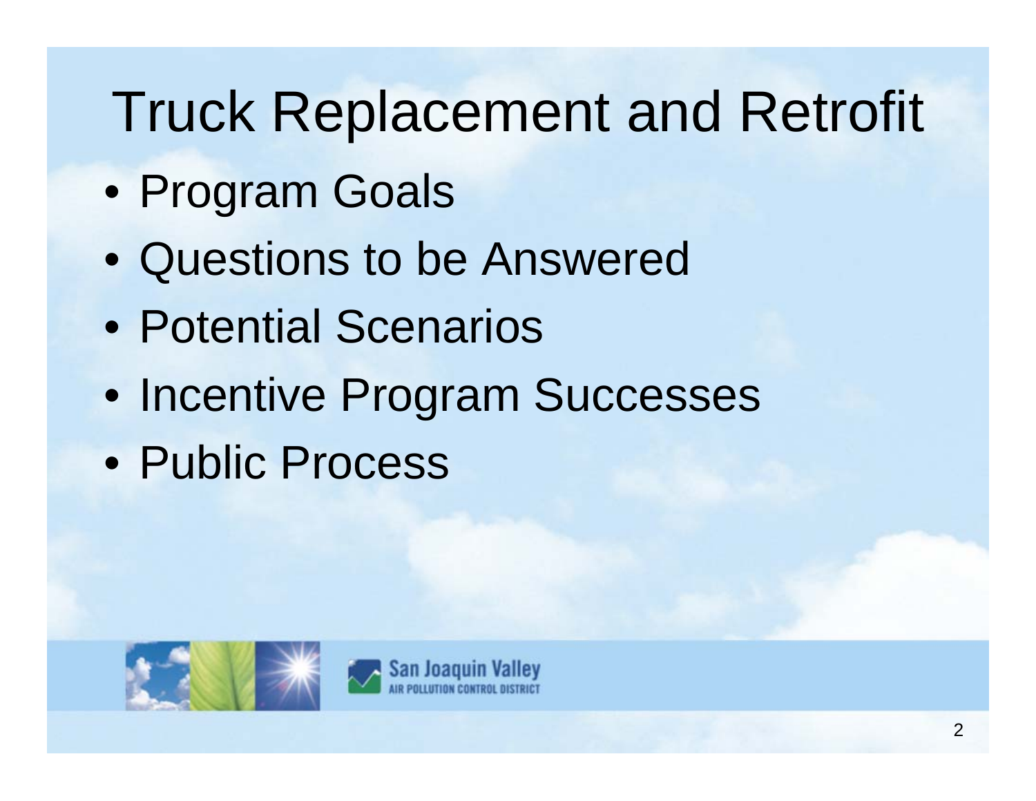# Truck Replacement and Retrofit

- Program Goals
- Questions to be Answered
- Potential Scenarios
- Incentive Program Successes
- Public Process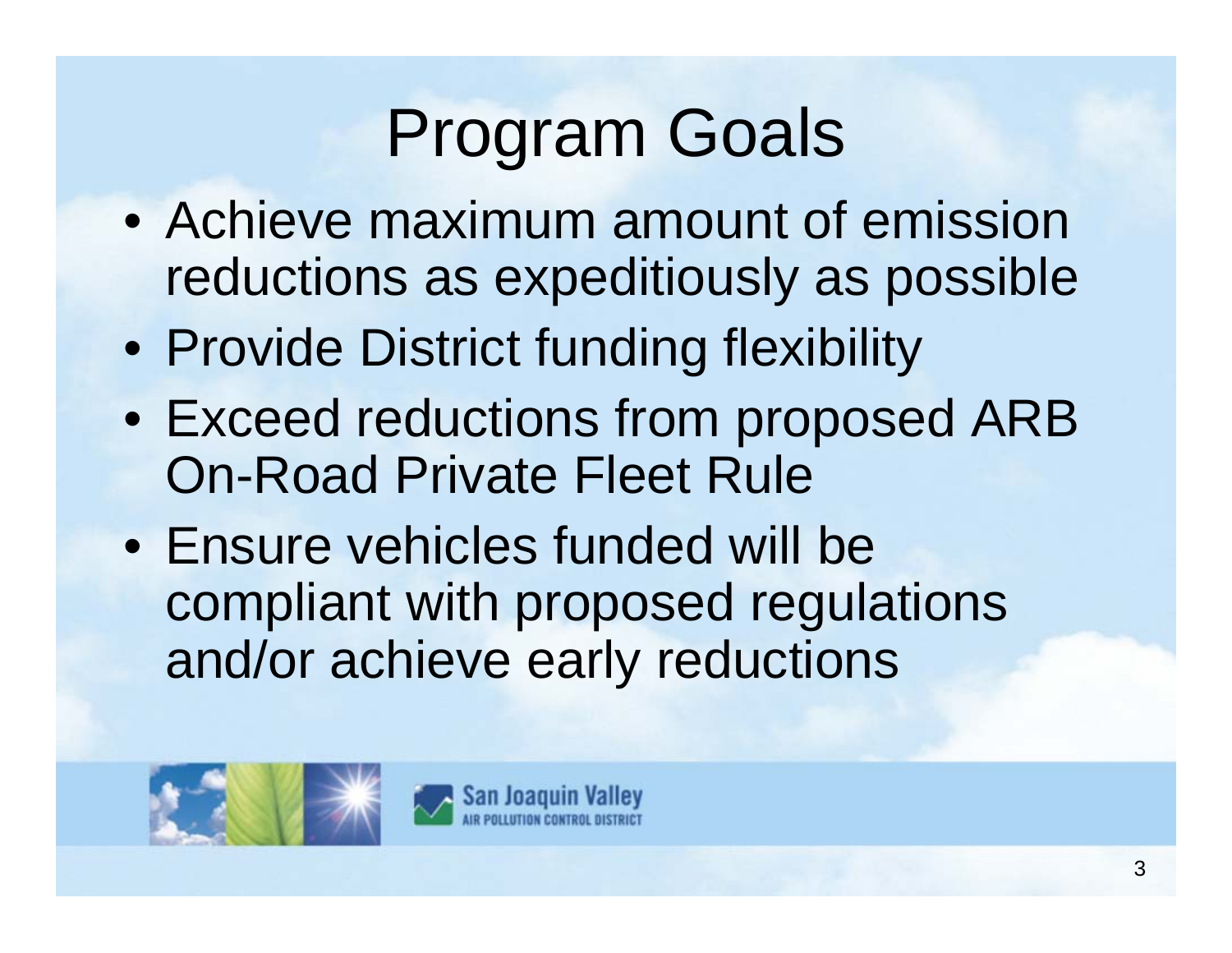# Program Goals

- Achieve maximum amount of emission reductions as expeditiously as possible
- Provide District funding flexibility
- Exceed reductions from proposed ARB On-Road Private Fleet Rule
- Ensure vehicles funded will be compliant with proposed regulations and/or achieve early reductions

San Joaquin Valley AIR POLLUTION CONTROL DISTRICT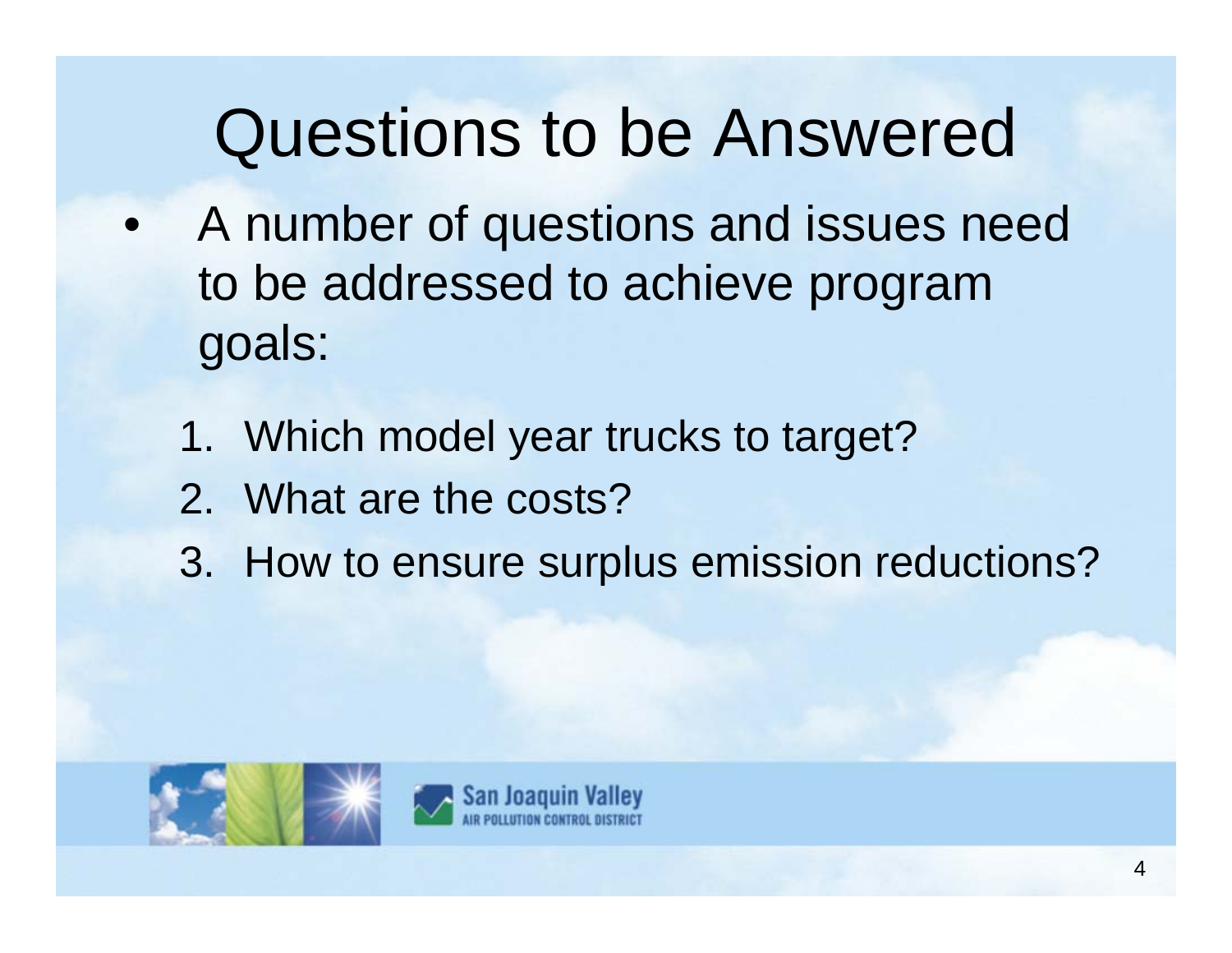# Questions to be Answered

- A number of questions and issues need to be addressed to achieve program goals:

  1. Which model year trucks to target?
  2. What are the costs?
  3. How to ensure surplus emission reductions?

San Joaquin Valley
AIR POLLUTION CONTROL DISTRICT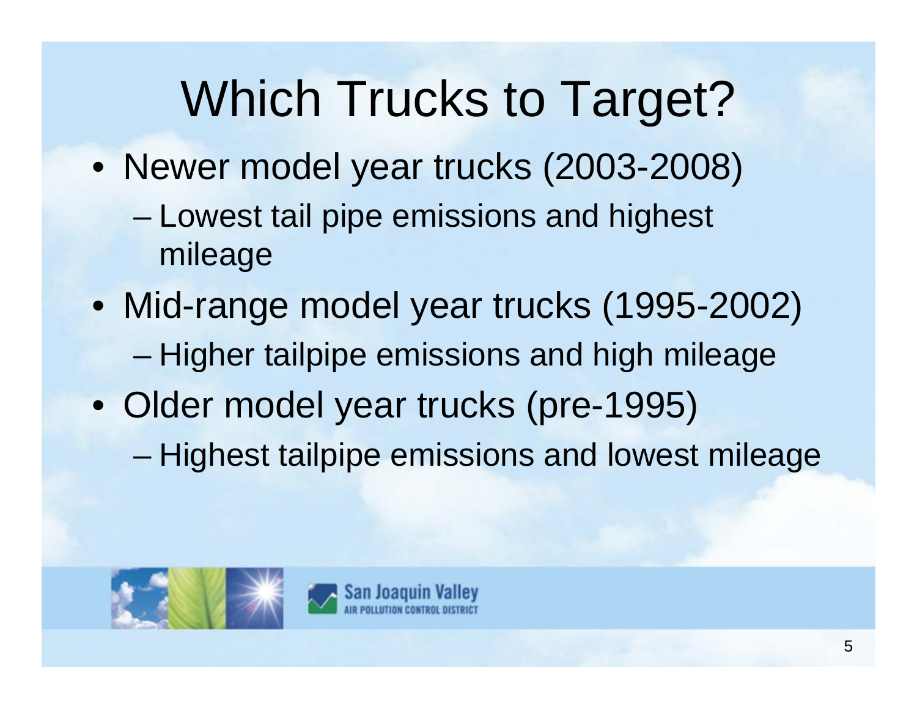# Which Trucks to Target?

- Newer model year trucks (2003-2008)
  - Lowest tail pipe emissions and highest mileage
- Mid-range model year trucks (1995-2002)
  - Higher tailpipe emissions and high mileage
- Older model year trucks (pre-1995)
  - Highest tailpipe emissions and lowest mileage

San Joaquin Valley
AIR POLLUTION CONTROL DISTRICT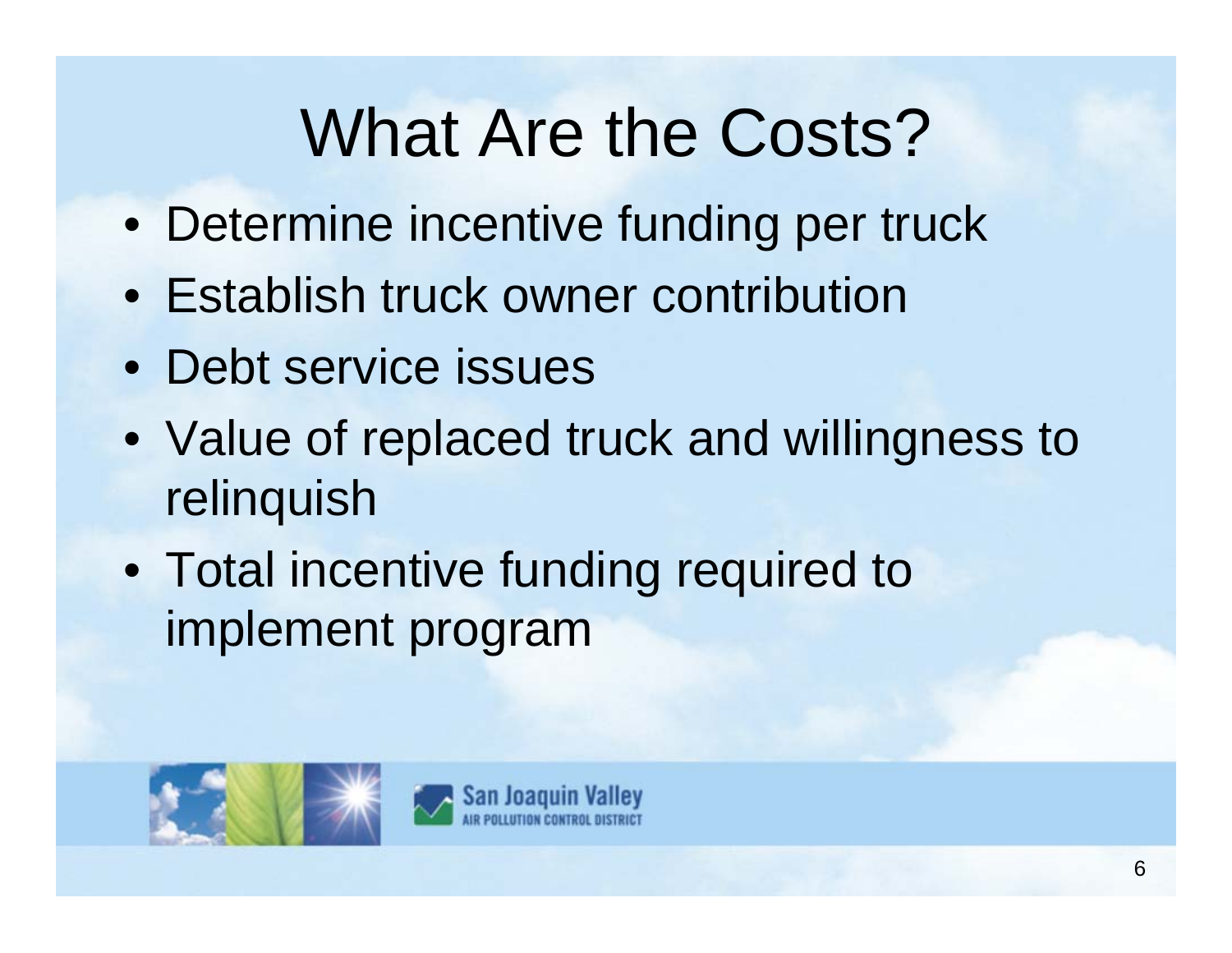# What Are the Costs?

- Determine incentive funding per truck
- Establish truck owner contribution
- Debt service issues
- Value of replaced truck and willingness to relinquish
- Total incentive funding required to implement program

San Joaquin Valley
AIR POLLUTION CONTROL DISTRICT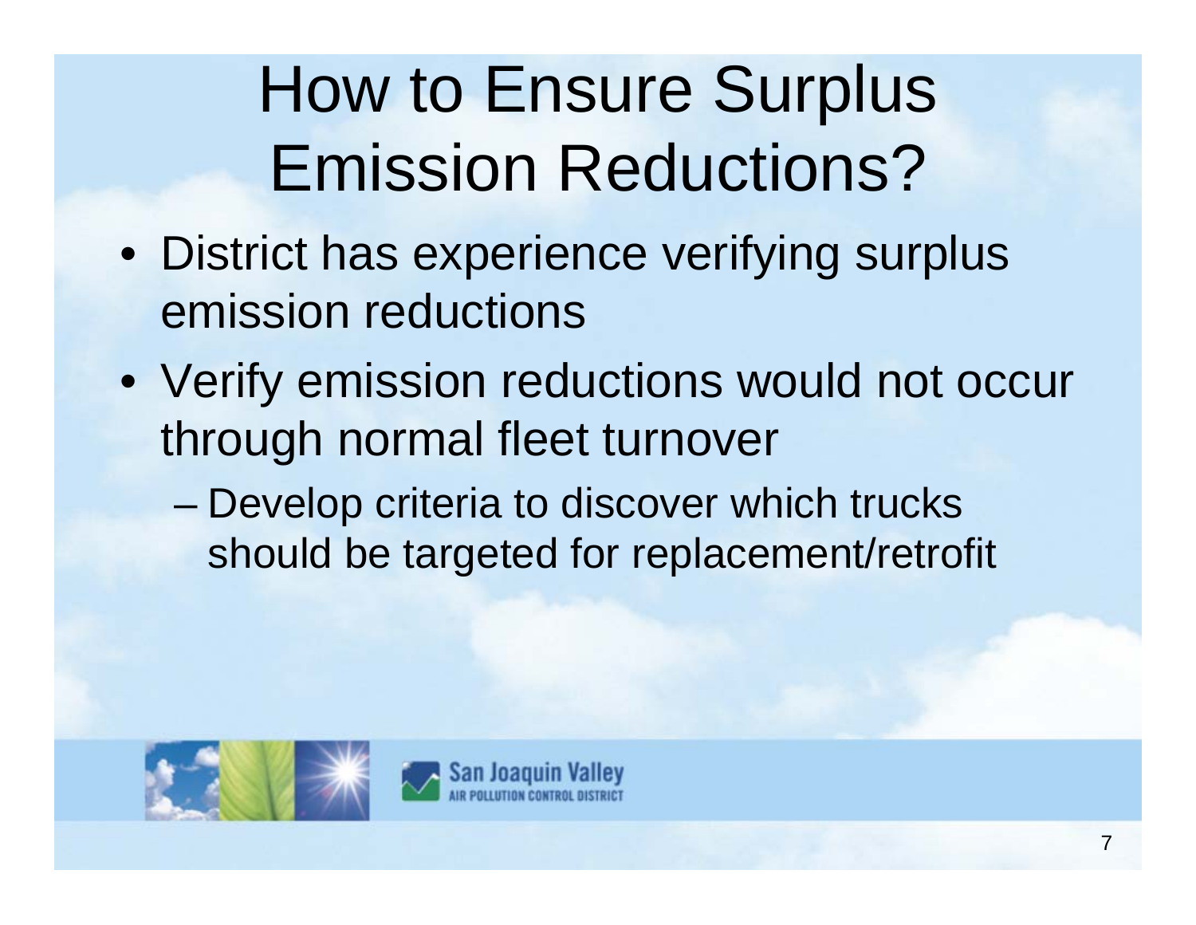# How to Ensure Surplus Emission Reductions?

- District has experience verifying surplus emission reductions
- Verify emission reductions would not occur through normal fleet turnover
  - Develop criteria to discover which trucks should be targeted for replacement/retrofit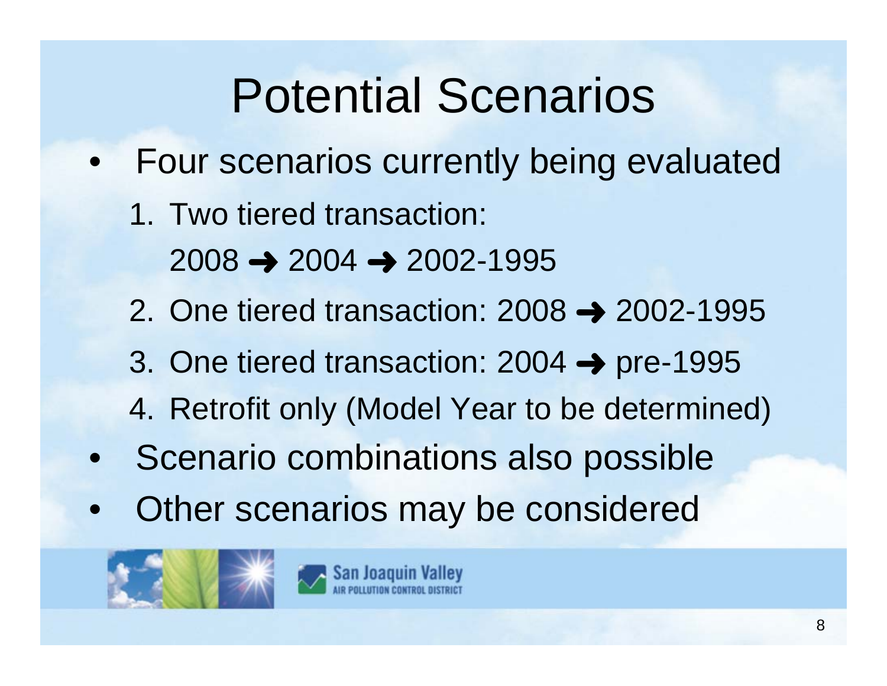# Potential Scenarios

- Four scenarios currently being evaluated
  1. Two tiered transaction:
     2008 ➜ 2004 ➜ 2002-1995
  2. One tiered transaction: 2008 ➜ 2002-1995
  3. One tiered transaction: 2004 ➜ pre-1995
  4. Retrofit only (Model Year to be determined)
- Scenario combinations also possible
- Other scenarios may be considered

San Joaquin Valley
AIR POLLUTION CONTROL DISTRICT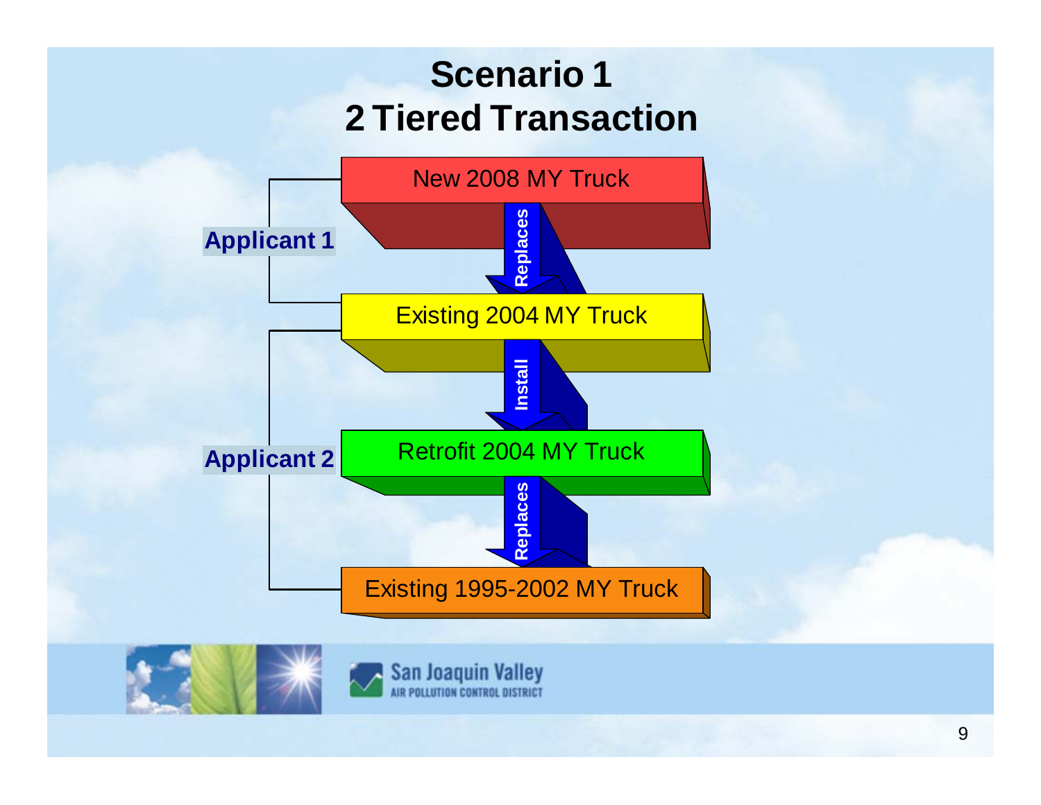# Scenario 1
# 2 Tiered Transaction

**Applicant 1**

- New 2008 MY Truck
- **Replaces**
- Existing 2004 MY Truck

**Applicant 2**

- Existing 2004 MY Truck
- **Install**
- Retrofit 2004 MY Truck
- **Replaces**
- Existing 1995-2002 MY Truck

San Joaquin Valley
AIR POLLUTION CONTROL DISTRICT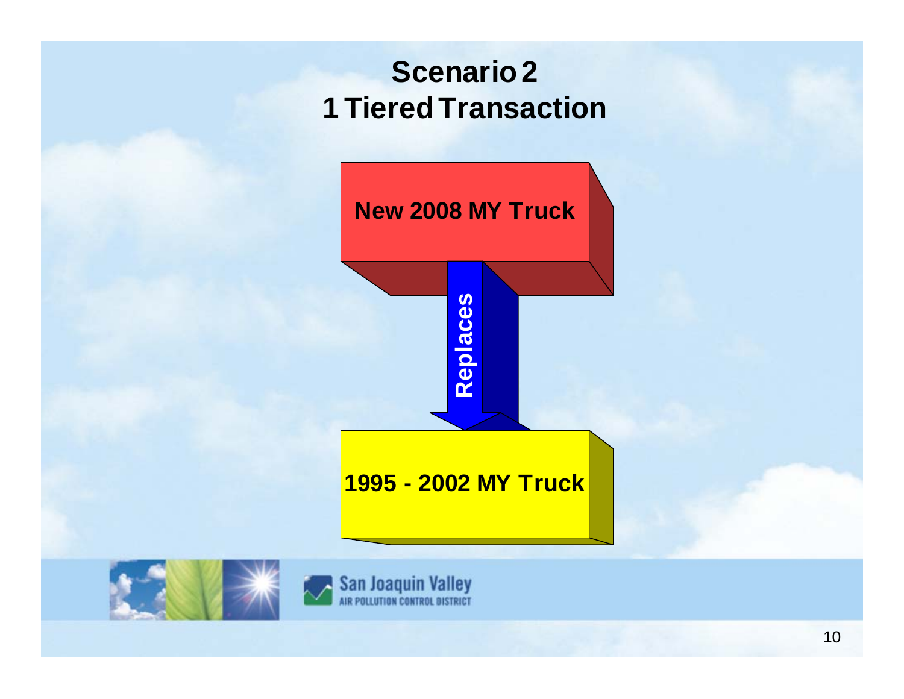# Scenario 2
## 1 Tiered Transaction

**New 2008 MY Truck**

**Replaces**

**1995 - 2002 MY Truck**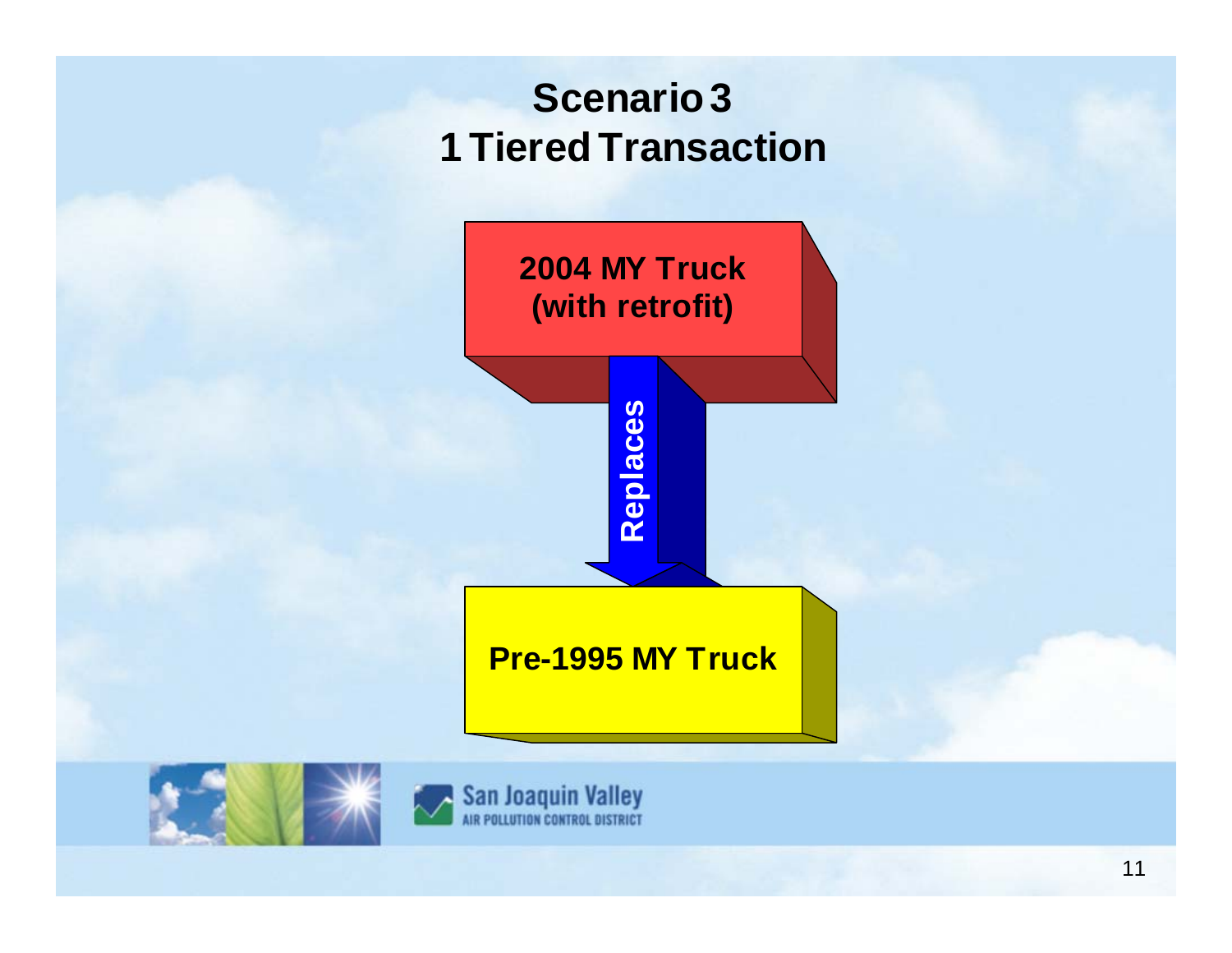# Scenario 3
# 1 Tiered Transaction

**2004 MY Truck (with retrofit)**

**Replaces**

**Pre-1995 MY Truck**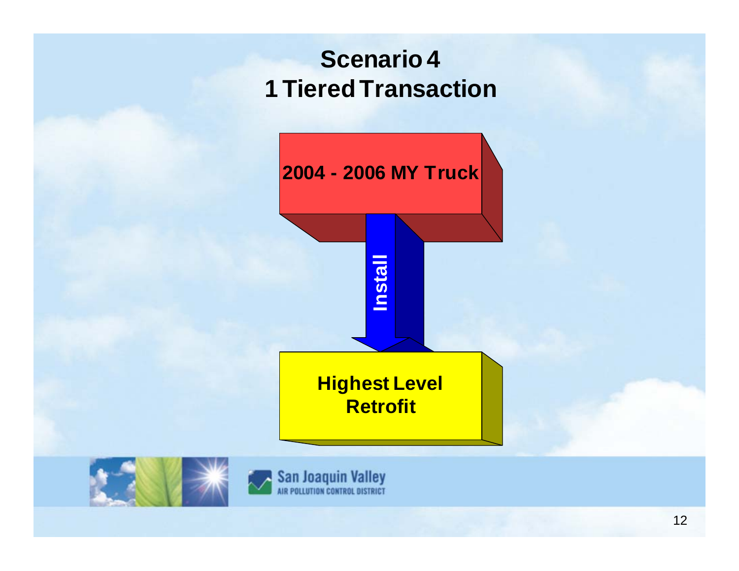# Scenario 4
## 1 Tiered Transaction

**2004 - 2006 MY Truck**

**Install**

**Highest Level Retrofit**

San Joaquin Valley
AIR POLLUTION CONTROL DISTRICT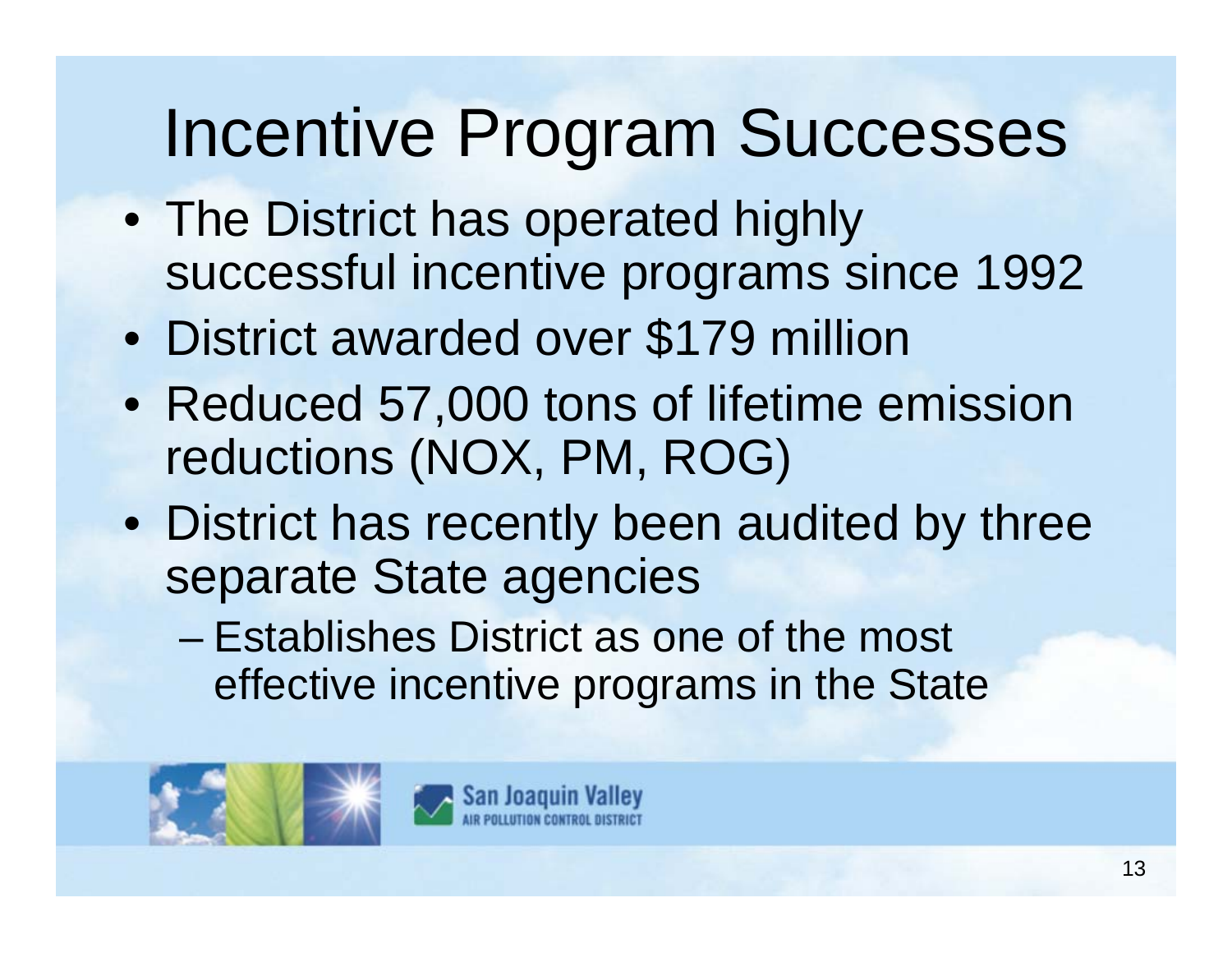# Incentive Program Successes

- The District has operated highly successful incentive programs since 1992
- District awarded over $179 million
- Reduced 57,000 tons of lifetime emission reductions (NOX, PM, ROG)
- District has recently been audited by three separate State agencies
  - Establishes District as one of the most effective incentive programs in the State

San Joaquin Valley
AIR POLLUTION CONTROL DISTRICT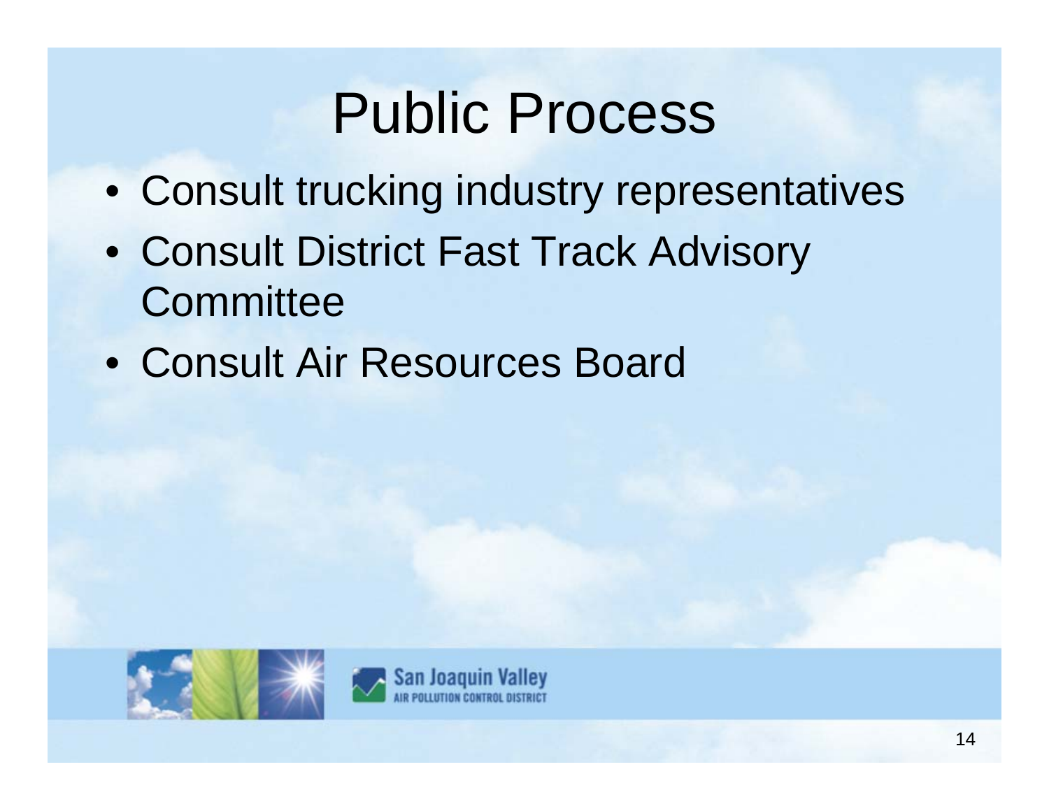# Public Process

- Consult trucking industry representatives
- Consult District Fast Track Advisory Committee
- Consult Air Resources Board